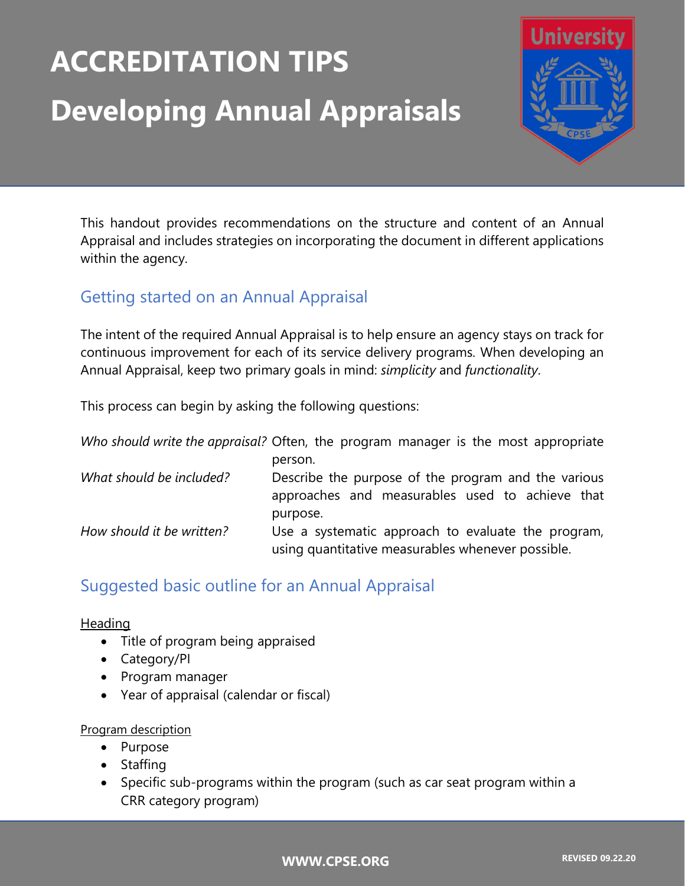# ACCREDITATION TIPS

# Developing Annual Appraisals

This handout provides recommendations on the structure and content of an Annual Appraisal and includes strategies on incorporating the document in different applications within the agency.

## Getting started on an Annual Appraisal

The intent of the required Annual Appraisal is to help ensure an agency stays on track for continuous improvement for each of its service delivery programs. When developing an Annual Appraisal, keep two primary goals in mind: *simplicity* and *functionality*.

This process can begin by asking the following questions:

| | |
|---|---|
| *Who should write the appraisal?* | Often, the program manager is the most appropriate person. |
| *What should be included?* | Describe the purpose of the program and the various approaches and measurables used to achieve that purpose. |
| *How should it be written?* | Use a systematic approach to evaluate the program, using quantitative measurables whenever possible. |

## Suggested basic outline for an Annual Appraisal

<u>Heading</u>

- Title of program being appraised
- Category/PI
- Program manager
- Year of appraisal (calendar or fiscal)

<u>Program description</u>

- Purpose
- Staffing
- Specific sub-programs within the program (such as car seat program within a CRR category program)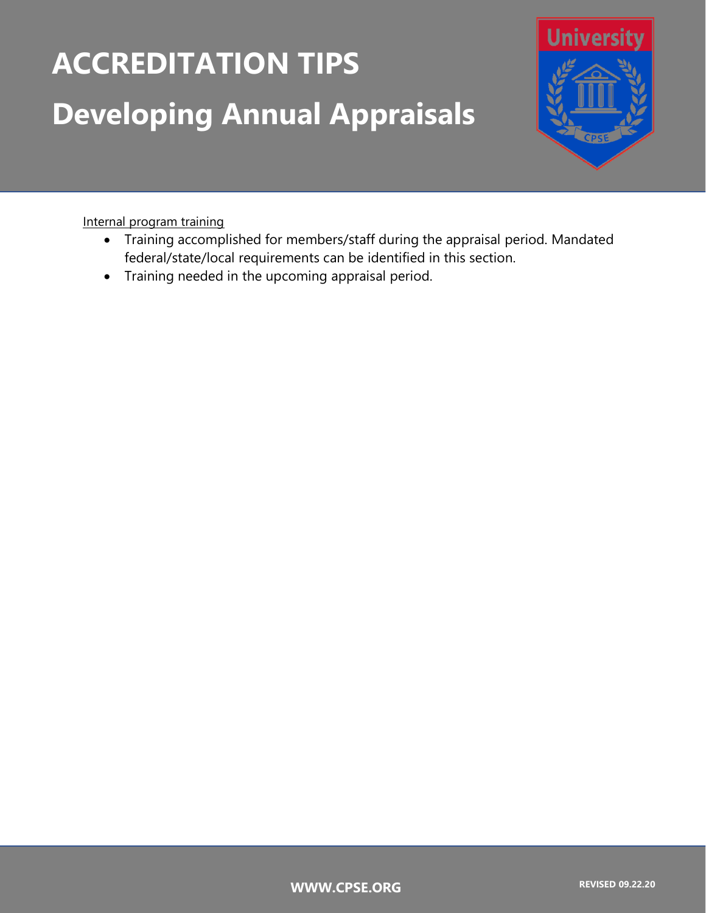<u>Internal program training</u>

- Training accomplished for members/staff during the appraisal period. Mandated federal/state/local requirements can be identified in this section.
- Training needed in the upcoming appraisal period.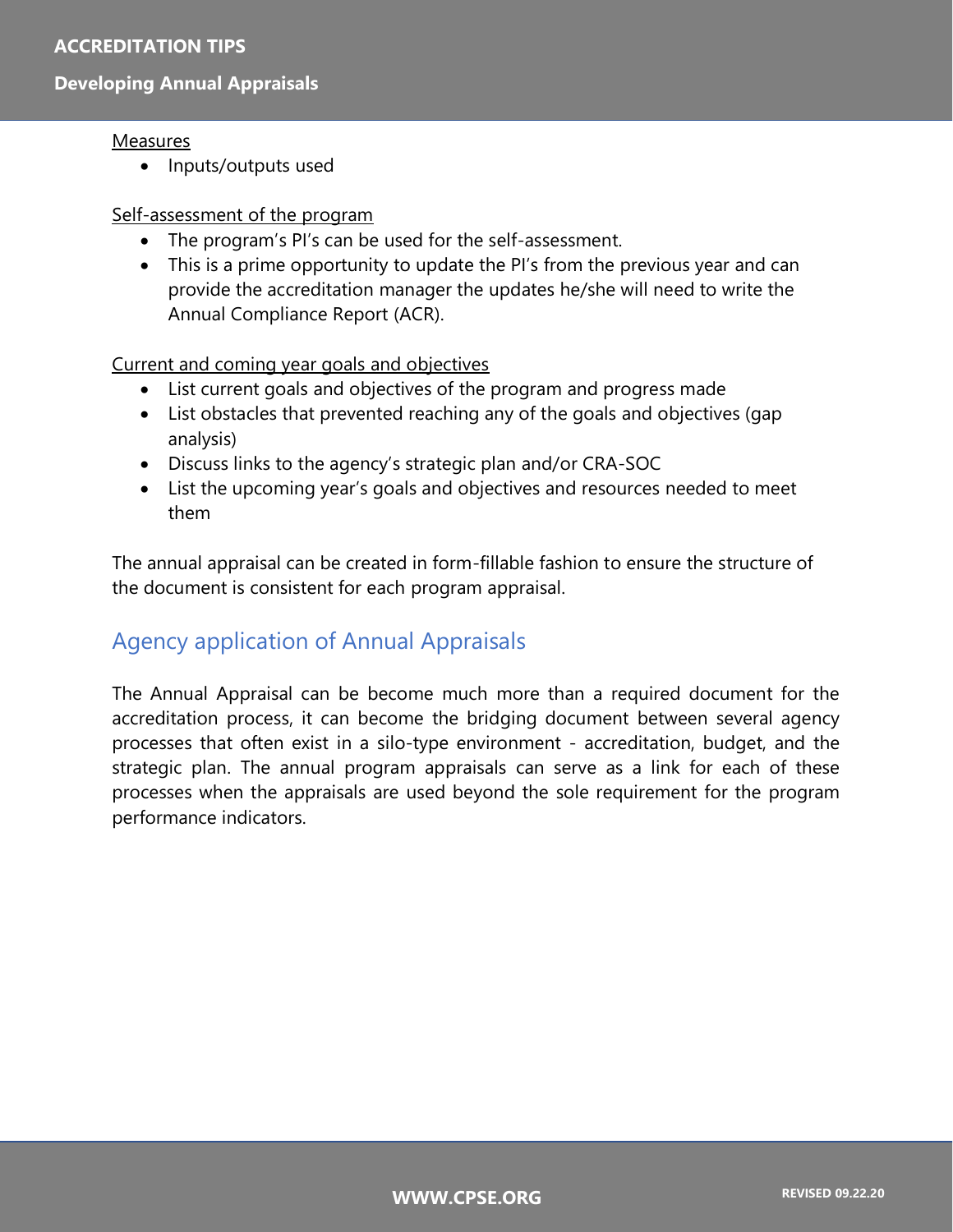Measures

- Inputs/outputs used

Self-assessment of the program

- The program's PI's can be used for the self-assessment.
- This is a prime opportunity to update the PI's from the previous year and can provide the accreditation manager the updates he/she will need to write the Annual Compliance Report (ACR).

Current and coming year goals and objectives

- List current goals and objectives of the program and progress made
- List obstacles that prevented reaching any of the goals and objectives (gap analysis)
- Discuss links to the agency's strategic plan and/or CRA-SOC
- List the upcoming year's goals and objectives and resources needed to meet them

The annual appraisal can be created in form-fillable fashion to ensure the structure of the document is consistent for each program appraisal.

## Agency application of Annual Appraisals

The Annual Appraisal can be become much more than a required document for the accreditation process, it can become the bridging document between several agency processes that often exist in a silo-type environment - accreditation, budget, and the strategic plan. The annual program appraisals can serve as a link for each of these processes when the appraisals are used beyond the sole requirement for the program performance indicators.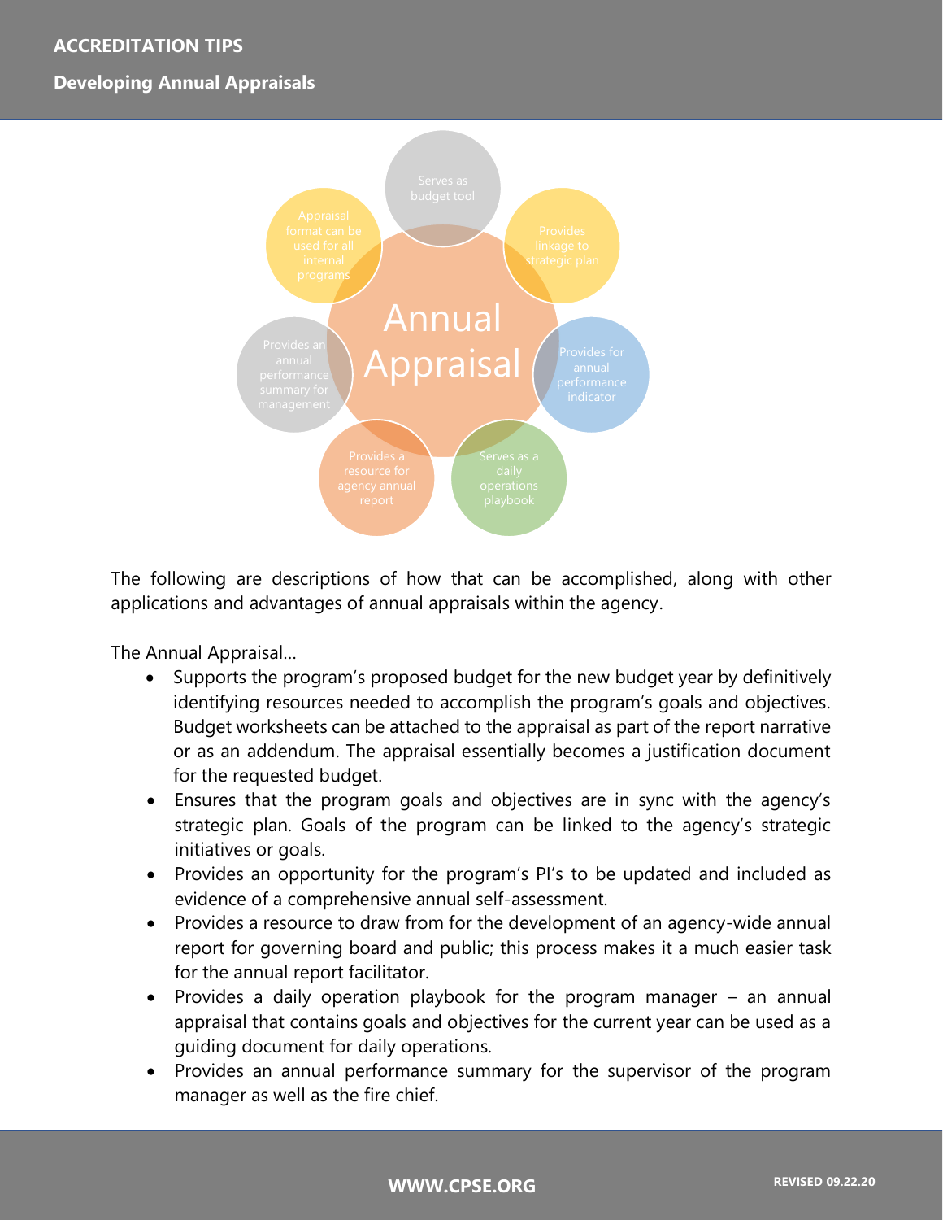Annual Appraisal

- Serves as budget tool
- Provides linkage to strategic plan
- Provides for annual performance indicator
- Serves as a daily operations playbook
- Provides a resource for agency annual report
- Provides an annual performance summary for management
- Appraisal format can be used for all internal programs

The following are descriptions of how that can be accomplished, along with other applications and advantages of annual appraisals within the agency.

The Annual Appraisal…

- Supports the program's proposed budget for the new budget year by definitively identifying resources needed to accomplish the program's goals and objectives. Budget worksheets can be attached to the appraisal as part of the report narrative or as an addendum. The appraisal essentially becomes a justification document for the requested budget.
- Ensures that the program goals and objectives are in sync with the agency's strategic plan. Goals of the program can be linked to the agency's strategic initiatives or goals.
- Provides an opportunity for the program's PI's to be updated and included as evidence of a comprehensive annual self-assessment.
- Provides a resource to draw from for the development of an agency-wide annual report for governing board and public; this process makes it a much easier task for the annual report facilitator.
- Provides a daily operation playbook for the program manager – an annual appraisal that contains goals and objectives for the current year can be used as a guiding document for daily operations.
- Provides an annual performance summary for the supervisor of the program manager as well as the fire chief.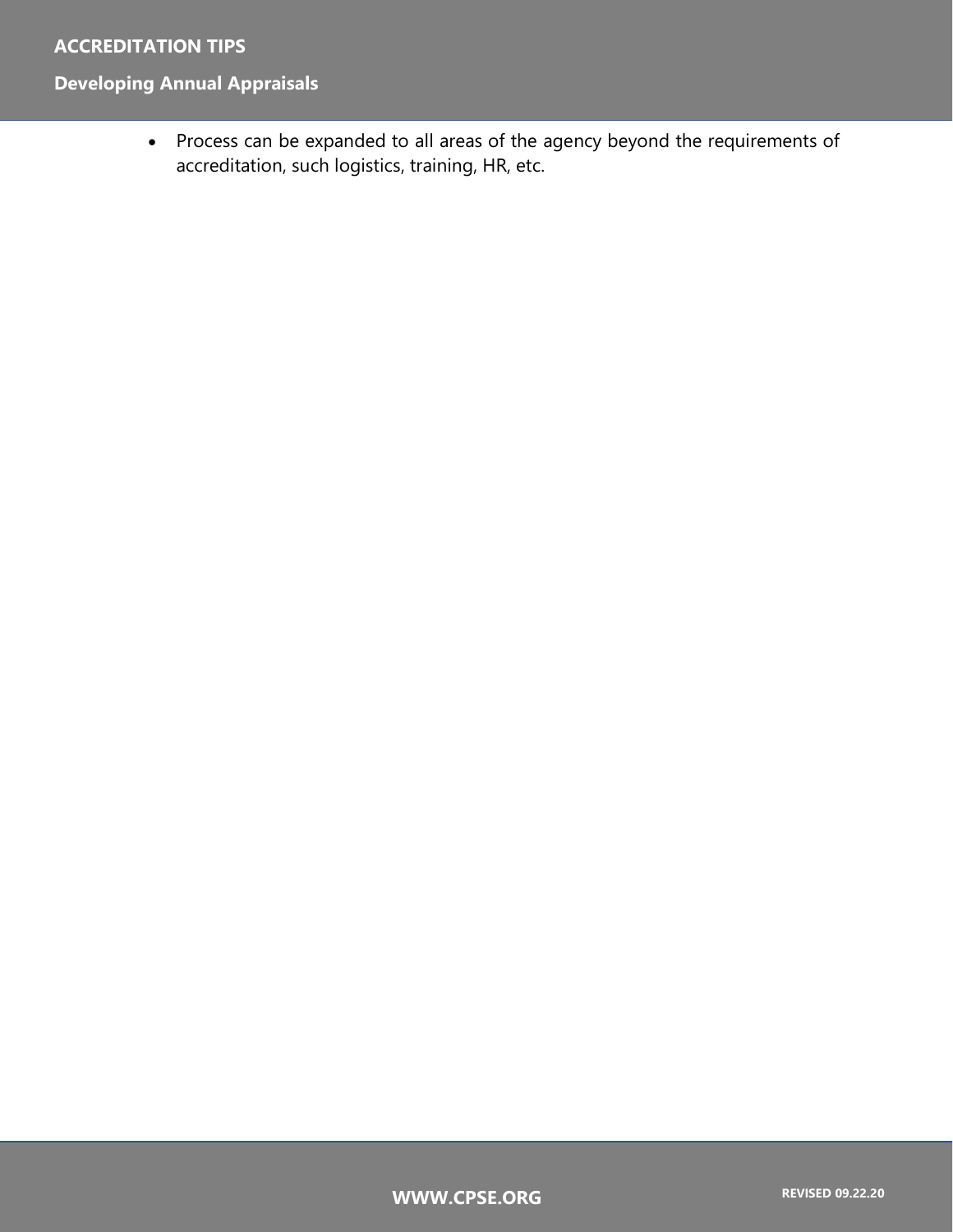- Process can be expanded to all areas of the agency beyond the requirements of accreditation, such logistics, training, HR, etc.